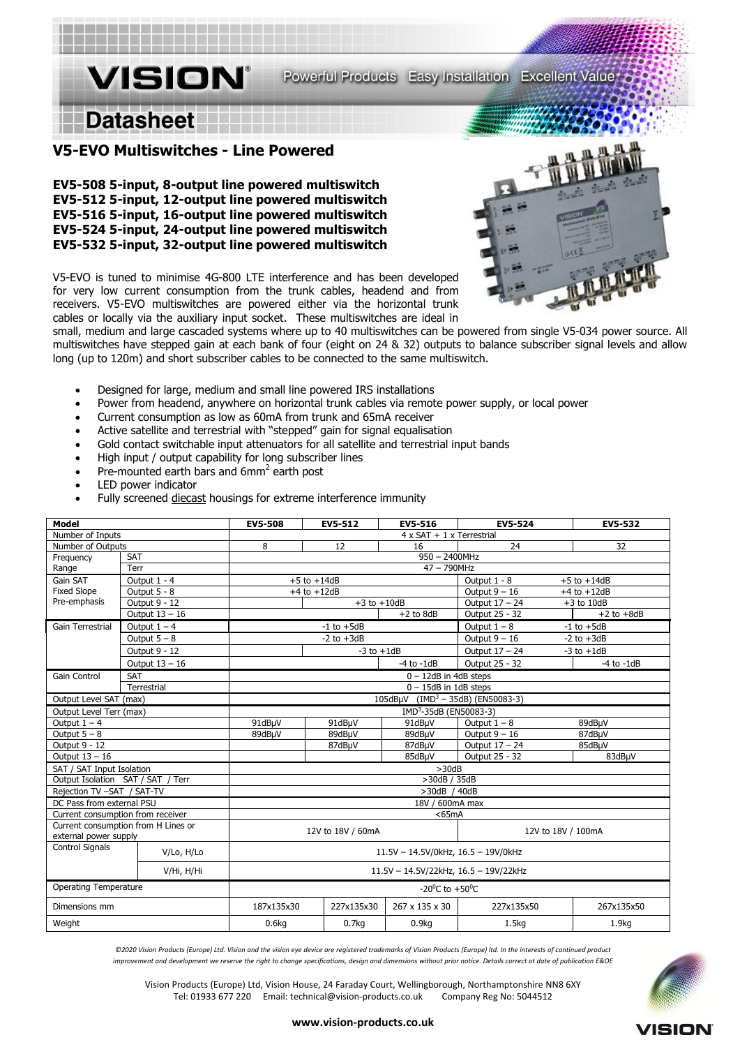# Datasheet

## V5-EVO Multiswitches - Line Powered

**EV5-508 5-input, 8-output line powered multiswitch**
**EV5-512 5-input, 12-output line powered multiswitch**
**EV5-516 5-input, 16-output line powered multiswitch**
**EV5-524 5-input, 24-output line powered multiswitch**
**EV5-532 5-input, 32-output line powered multiswitch**

V5-EVO is tuned to minimise 4G-800 LTE interference and has been developed for very low current consumption from the trunk cables, headend and from receivers. V5-EVO multiswitches are powered either via the horizontal trunk cables or locally via the auxiliary input socket. These multiswitches are ideal in small, medium and large cascaded systems where up to 40 multiswitches can be powered from single V5-034 power source. All multiswitches have stepped gain at each bank of four (eight on 24 & 32) outputs to balance subscriber signal levels and allow long (up to 120m) and short subscriber cables to be connected to the same multiswitch.

- Designed for large, medium and small line powered IRS installations
- Power from headend, anywhere on horizontal trunk cables via remote power supply, or local power
- Current consumption as low as 60mA from trunk and 65mA receiver
- Active satellite and terrestrial with "stepped" gain for signal equalisation
- Gold contact switchable input attenuators for all satellite and terrestrial input bands
- High input / output capability for long subscriber lines
- Pre-mounted earth bars and 6mm$^2$ earth post
- LED power indicator
- Fully screened diecast housings for extreme interference immunity

| **Model** | | **EV5-508** | **EV5-512** | **EV5-516** | **EV5-524** | **EV5-532** |
|---|---|---|---|---|---|---|
| Number of Inputs | | 4 x SAT + 1 x Terrestrial | | | | |
| Number of Outputs | | 8 | 12 | 16 | 24 | 32 |
| Frequency Range | SAT | 950 – 2400MHz | | | | |
| | Terr | 47 – 790MHz | | | | |
| Gain SAT Fixed Slope Pre-emphasis | Output 1 - 4 | +5 to +14dB | | | Output 1 - 8 | +5 to +14dB |
| | Output 5 - 8 | +4 to +12dB | | | Output 9 – 16 | +4 to +12dB |
| | Output 9 - 12 | | +3 to +10dB | | Output 17 – 24 | +3 to 10dB |
| | Output 13 – 16 | | | +2 to 8dB | Output 25 - 32 | +2 to +8dB |
| Gain Terrestrial | Output 1 – 4 | -1 to +5dB | | | Output 1 – 8 | -1 to +5dB |
| | Output 5 – 8 | -2 to +3dB | | | Output 9 – 16 | -2 to +3dB |
| | Output 9 - 12 | | -3 to +1dB | | Output 17 – 24 | -3 to +1dB |
| | Output 13 – 16 | | | -4 to -1dB | Output 25 - 32 | -4 to -1dB |
| Gain Control | SAT | 0 – 12dB in 4dB steps | | | | |
| | Terrestrial | 0 – 15dB in 1dB steps | | | | |
| Output Level SAT (max) | | 105dBμV (IMD$^3$ – 35dB) (EN50083-3) | | | | |
| Output Level Terr (max) | | IMD$^3$-35dB (EN50083-3) | | | | |
| Output 1 – 4 | | 91dBμV | 91dBμV | 91dBμV | Output 1 – 8 | 89dBμV |
| Output 5 – 8 | | 89dBμV | 89dBμV | 89dBμV | Output 9 – 16 | 87dBμV |
| Output 9 - 12 | | | 87dBμV | 87dBμV | Output 17 – 24 | 85dBμV |
| Output 13 – 16 | | | | 85dBμV | Output 25 - 32 | 83dBμV |
| SAT / SAT Input Isolation | | >30dB | | | | |
| Output Isolation SAT / SAT / Terr | | >30dB / 35dB | | | | |
| Rejection TV –SAT / SAT-TV | | >30dB / 40dB | | | | |
| DC Pass from external PSU | | 18V / 600mA max | | | | |
| Current consumption from receiver | | <65mA | | | | |
| Current consumption from H Lines or external power supply | | 12V to 18V / 60mA | | | 12V to 18V / 100mA | |
| Control Signals | V/Lo, H/Lo | 11.5V – 14.5V/0kHz, 16.5 – 19V/0kHz | | | | |
| | V/Hi, H/Hi | 11.5V – 14.5V/22kHz, 16.5 – 19V/22kHz | | | | |
| Operating Temperature | | -20$^0$C to +50$^0$C | | | | |
| Dimensions mm | | 187x135x30 | 227x135x30 | 267 x 135 x 30 | 227x135x50 | 267x135x50 |
| Weight | | 0.6kg | 0.7kg | 0.9kg | 1.5kg | 1.9kg |

*©2020 Vision Products (Europe) Ltd. Vision and the vision eye device are registered trademarks of Vision Products (Europe) ltd. In the interests of continued product improvement and development we reserve the right to change specifications, design and dimensions without prior notice. Details correct at date of publication E&OE*

Vision Products (Europe) Ltd, Vision House, 24 Faraday Court, Wellingborough, Northamptonshire NN8 6XY
Tel: 01933 677 220 Email: technical@vision-products.co.uk Company Reg No: 5044512

**www.vision-products.co.uk**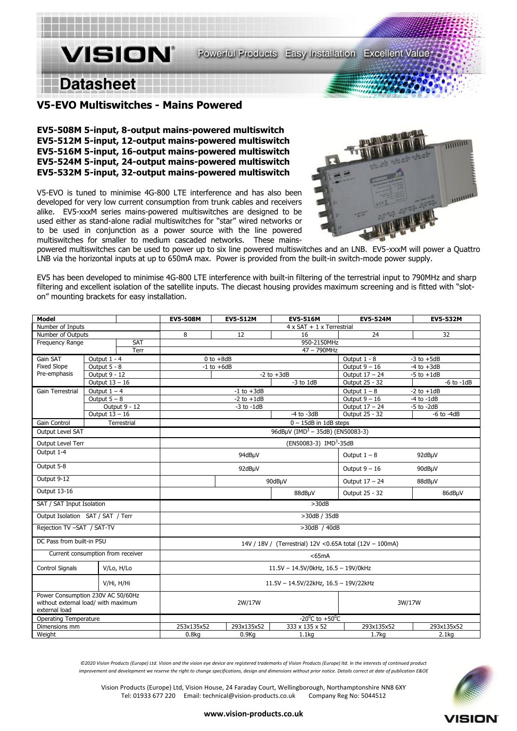# Datasheet

## V5-EVO Multiswitches - Mains Powered

**EV5-508M 5-input, 8-output mains-powered multiswitch**
**EV5-512M 5-input, 12-output mains-powered multiswitch**
**EV5-516M 5-input, 16-output mains-powered multiswitch**
**EV5-524M 5-input, 24-output mains-powered multiswitch**
**EV5-532M 5-input, 32-output mains-powered multiswitch**

V5-EVO is tuned to minimise 4G-800 LTE interference and has also been developed for very low current consumption from trunk cables and receivers alike. EV5-xxxM series mains-powered multiswitches are designed to be used either as stand-alone radial multiswitches for "star" wired networks or to be used in conjunction as a power source with the line powered multiswitches for smaller to medium cascaded networks. These mains-powered multiswitches can be used to power up to six line powered multiswitches and an LNB. EV5-xxxM will power a Quattro LNB via the horizontal inputs at up to 650mA max. Power is provided from the built-in switch-mode power supply.

EV5 has been developed to minimise 4G-800 LTE interference with built-in filtering of the terrestrial input to 790MHz and sharp filtering and excellent isolation of the satellite inputs. The diecast housing provides maximum screening and is fitted with "slot-on" mounting brackets for easy installation.

| Model | | | EV5-508M | EV5-512M | EV5-516M | EV5-524M | EV5-532M |
|---|---|---|---|---|---|---|---|
| Number of Inputs | | | 4 x SAT + 1 x Terrestrial | | | | |
| Number of Outputs | | | 8 | 12 | 16 | 24 | 32 |
| Frequency Range | | SAT | 950-2150MHz | | | | |
| | | Terr | 47 – 790MHz | | | | |
| Gain SAT Fixed Slope Pre-emphasis | Output 1 - 4 | | 0 to +8dB | | | Output 1 - 8 | -3 to +5dB |
| | Output 5 - 8 | | -1 to +6dB | | | Output 9 – 16 | -4 to +3dB |
| | Output 9 - 12 | | | -2 to +3dB | | Output 17 – 24 | -5 to +1dB |
| | Output 13 – 16 | | | | -3 to 1dB | Output 25 - 32 | -6 to -1dB |
| Gain Terrestrial | Output 1 – 4 | | -1 to +3dB | | | Output 1 – 8 | -2 to +1dB |
| | Output 5 – 8 | | -2 to +1dB | | | Output 9 – 16 | -4 to -1dB |
| | Output 9 - 12 | | -3 to -1dB | | | Output 17 – 24 | -5 to -2dB |
| | Output 13 – 16 | | | | -4 to -3dB | Output 25 - 32 | -6 to -4dB |
| Gain Control | Terrestrial | | 0 – 15dB in 1dB steps | | | | |
| Output Level SAT | | | 96dBμV ($IMD^3$ – 35dB) (EN50083-3) | | | | |
| Output Level Terr | | | (EN50083-3) $IMD^3$-35dB | | | | |
| Output 1-4 | | | 94dBμV | | | Output 1 – 8 | 92dBμV |
| Output 5-8 | | | 92dBμV | | | Output 9 – 16 | 90dBμV |
| Output 9-12 | | | | 90dBμV | | Output 17 – 24 | 88dBμV |
| Output 13-16 | | | | | 88dBμV | Output 25 - 32 | 86dBμV |
| SAT / SAT Input Isolation | | | >30dB | | | | |
| Output Isolation SAT / SAT / Terr | | | >30dB / 35dB | | | | |
| Rejection TV –SAT / SAT-TV | | | >30dB / 40dB | | | | |
| DC Pass from built-in PSU | | | 14V / 18V / (Terrestrial) 12V <0.65A total (12V – 100mA) | | | | |
| Current consumption from receiver | | | <65mA | | | | |
| Control Signals | V/Lo, H/Lo | | 11.5V – 14.5V/0kHz, 16.5 – 19V/0kHz | | | | |
| | V/Hi, H/Hi | | 11.5V – 14.5V/22kHz, 16.5 – 19V/22kHz | | | | |
| Power Consumption 230V AC 50/60Hz without external load/ with maximum external load | | | 2W/17W | | | 3W/17W | |
| Operating Temperature | | | -20°C to +50°C | | | | |
| Dimensions mm | | | 253x135x52 | 293x135x52 | 333 x 135 x 52 | 293x135x52 | 293x135x52 |
| Weight | | | 0.8kg | 0.9Kg | 1.1kg | 1.7kg | 2.1kg |

*©2020 Vision Products (Europe) Ltd. Vision and the vision eye device are registered trademarks of Vision Products (Europe) ltd. In the interests of continued product improvement and development we reserve the right to change specifications, design and dimensions without prior notice. Details correct at date of publication E&OE*

Vision Products (Europe) Ltd, Vision House, 24 Faraday Court, Wellingborough, Northamptonshire NN8 6XY
Tel: 01933 677 220 Email: technical@vision-products.co.uk Company Reg No: 5044512

**www.vision-products.co.uk**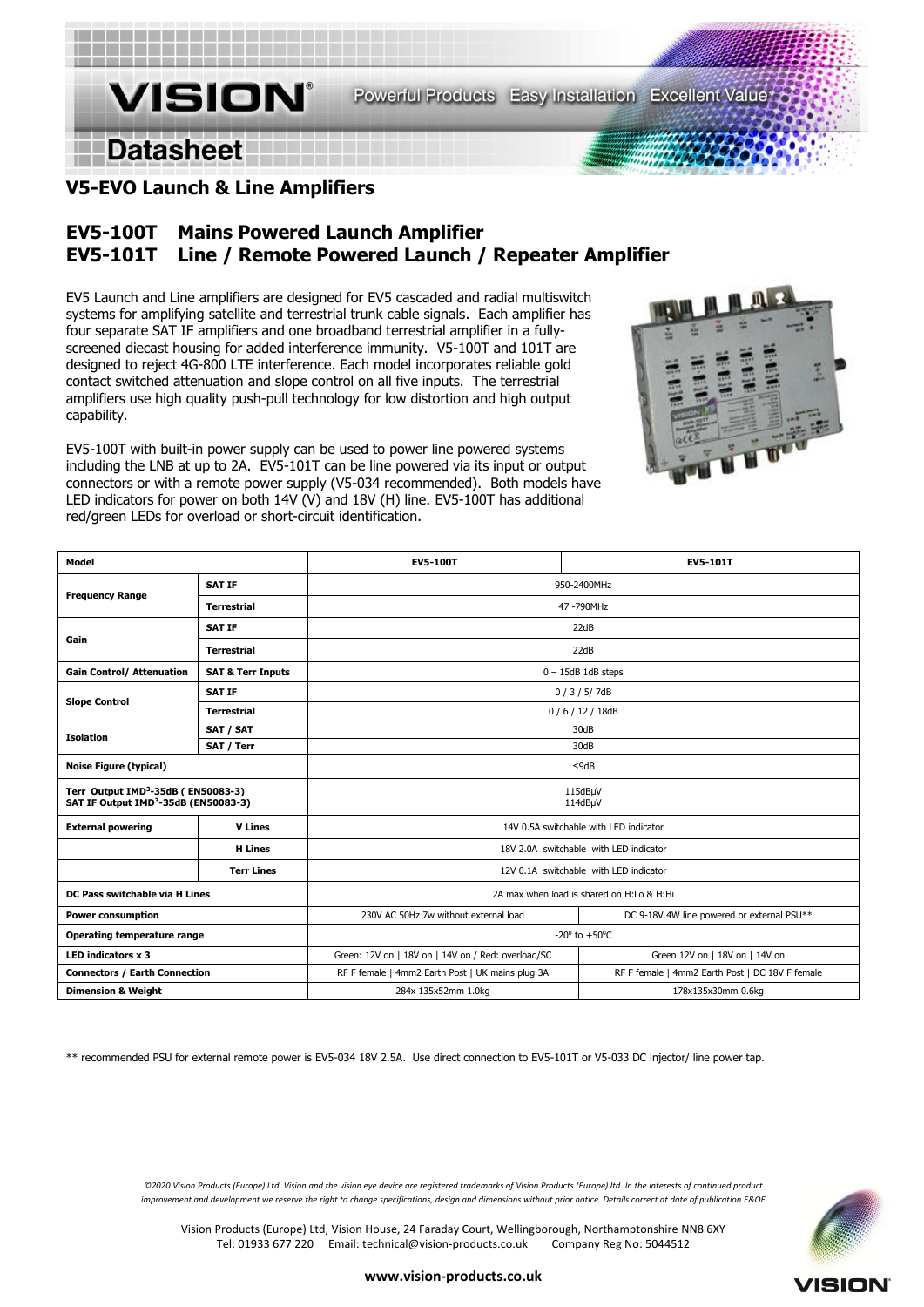# VISION® Datasheet

Powerful Products Easy Installation Excellent Value

## V5-EVO Launch & Line Amplifiers

### EV5-100T Mains Powered Launch Amplifier
### EV5-101T Line / Remote Powered Launch / Repeater Amplifier

EV5 Launch and Line amplifiers are designed for EV5 cascaded and radial multiswitch systems for amplifying satellite and terrestrial trunk cable signals. Each amplifier has four separate SAT IF amplifiers and one broadband terrestrial amplifier in a fully-screened diecast housing for added interference immunity. V5-100T and 101T are designed to reject 4G-800 LTE interference. Each model incorporates reliable gold contact switched attenuation and slope control on all five inputs. The terrestrial amplifiers use high quality push-pull technology for low distortion and high output capability.

EV5-100T with built-in power supply can be used to power line powered systems including the LNB at up to 2A. EV5-101T can be line powered via its input or output connectors or with a remote power supply (V5-034 recommended). Both models have LED indicators for power on both 14V (V) and 18V (H) line. EV5-100T has additional red/green LEDs for overload or short-circuit identification.

| Model | | EV5-100T | EV5-101T |
|---|---|---|---|
| Frequency Range | SAT IF | 950-2400MHz | |
| | Terrestrial | 47 -790MHz | |
| Gain | SAT IF | 22dB | |
| | Terrestrial | 22dB | |
| Gain Control/ Attenuation | SAT & Terr Inputs | 0 – 15dB 1dB steps | |
| Slope Control | SAT IF | 0 / 3 / 5/ 7dB | |
| | Terrestrial | 0 / 6 / 12 / 18dB | |
| Isolation | SAT / SAT | 30dB | |
| | SAT / Terr | 30dB | |
| Noise Figure (typical) | | ≤9dB | |
| Terr Output IMD³-35dB ( EN50083-3)<br>SAT IF Output IMD³-35dB (EN50083-3) | | 115dBµV<br>114dBµV | |
| External powering | V Lines | 14V 0.5A switchable with LED indicator | |
| | H Lines | 18V 2.0A switchable with LED indicator | |
| | Terr Lines | 12V 0.1A switchable with LED indicator | |
| DC Pass switchable via H Lines | | 2A max when load is shared on H:Lo & H:Hi | |
| Power consumption | | 230V AC 50Hz 7w without external load | DC 9-18V 4W line powered or external PSU** |
| Operating temperature range | | $-20^0$ to $+50^0$C | |
| LED indicators x 3 | | Green: 12V on \| 18V on \| 14V on / Red: overload/SC | Green 12V on \| 18V on \| 14V on |
| Connectors / Earth Connection | | RF F female \| 4mm2 Earth Post \| UK mains plug 3A | RF F female \| 4mm2 Earth Post \| DC 18V F female |
| Dimension & Weight | | 284x 135x52mm 1.0kg | 178x135x30mm 0.6kg |

** recommended PSU for external remote power is EV5-034 18V 2.5A. Use direct connection to EV5-101T or V5-033 DC injector/ line power tap.

*©2020 Vision Products (Europe) Ltd. Vision and the vision eye device are registered trademarks of Vision Products (Europe) ltd. In the interests of continued product improvement and development we reserve the right to change specifications, design and dimensions without prior notice. Details correct at date of publication E&OE*

Vision Products (Europe) Ltd, Vision House, 24 Faraday Court, Wellingborough, Northamptonshire NN8 6XY
Tel: 01933 677 220 Email: technical@vision-products.co.uk Company Reg No: 5044512

**www.vision-products.co.uk**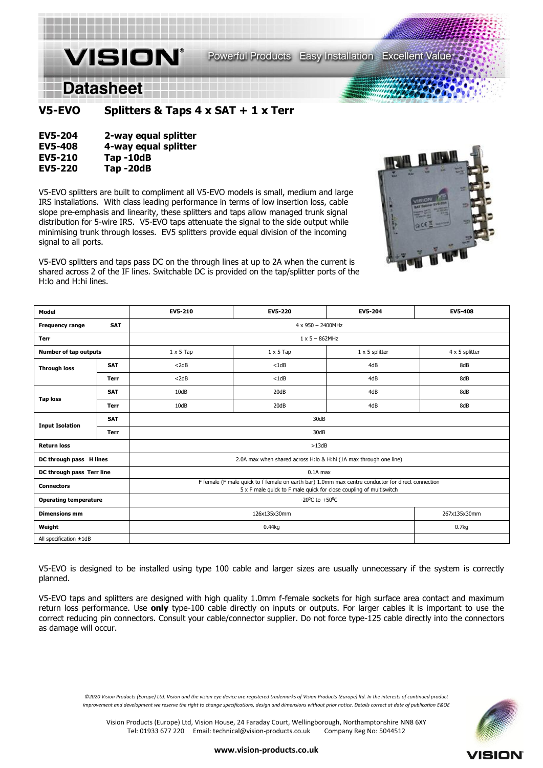# Datasheet

## V5-EVO Splitters & Taps 4 x SAT + 1 x Terr

**EV5-204** 2-way equal splitter
**EV5-408** 4-way equal splitter
**EV5-210** Tap -10dB
**EV5-220** Tap -20dB

V5-EVO splitters are built to compliment all V5-EVO models is small, medium and large IRS installations. With class leading performance in terms of low insertion loss, cable slope pre-emphasis and linearity, these splitters and taps allow managed trunk signal distribution for 5-wire IRS. V5-EVO taps attenuate the signal to the side output while minimising trunk through losses. EV5 splitters provide equal division of the incoming signal to all ports.

V5-EVO splitters and taps pass DC on the through lines at up to 2A when the current is shared across 2 of the IF lines. Switchable DC is provided on the tap/splitter ports of the H:lo and H:hi lines.

| Model | | EV5-210 | EV5-220 | EV5-204 | EV5-408 |
|---|---|---|---|---|---|
| Frequency range | SAT | 4 x 950 – 2400MHz | | | |
| Terr | | 1 x 5 – 862MHz | | | |
| Number of tap outputs | | 1 x 5 Tap | 1 x 5 Tap | 1 x 5 splitter | 4 x 5 splitter |
| Through loss | SAT | <2dB | <1dB | 4dB | 8dB |
| | Terr | <2dB | <1dB | 4dB | 8dB |
| Tap loss | SAT | 10dB | 20dB | 4dB | 8dB |
| | Terr | 10dB | 20dB | 4dB | 8dB |
| Input Isolation | SAT | 30dB | | | |
| | Terr | 30dB | | | |
| Return loss | | >13dB | | | |
| DC through pass H lines | | 2.0A max when shared across H:lo & H:hi (1A max through one line) | | | |
| DC through pass Terr line | | 0.1A max | | | |
| Connectors | | F female (F male quick to f female on earth bar) 1.0mm max centre conductor for direct connection; 5 x F male quick to F male quick for close coupling of multiswitch | | | |
| Operating temperature | | -20⁰C to +50⁰C | | | |
| Dimensions mm | | 126x135x30mm | | | 267x135x30mm |
| Weight | | 0.44kg | | | 0.7kg |
| All specification ±1dB | | | | | |

V5-EVO is designed to be installed using type 100 cable and larger sizes are usually unnecessary if the system is correctly planned.

V5-EVO taps and splitters are designed with high quality 1.0mm f-female sockets for high surface area contact and maximum return loss performance. Use **only** type-100 cable directly on inputs or outputs. For larger cables it is important to use the correct reducing pin connectors. Consult your cable/connector supplier. Do not force type-125 cable directly into the connectors as damage will occur.

*©2020 Vision Products (Europe) Ltd. Vision and the vision eye device are registered trademarks of Vision Products (Europe) ltd. In the interests of continued product improvement and development we reserve the right to change specifications, design and dimensions without prior notice. Details correct at date of publication E&OE*

Vision Products (Europe) Ltd, Vision House, 24 Faraday Court, Wellingborough, Northamptonshire NN8 6XY
Tel: 01933 677 220 Email: technical@vision-products.co.uk Company Reg No: 5044512

**www.vision-products.co.uk**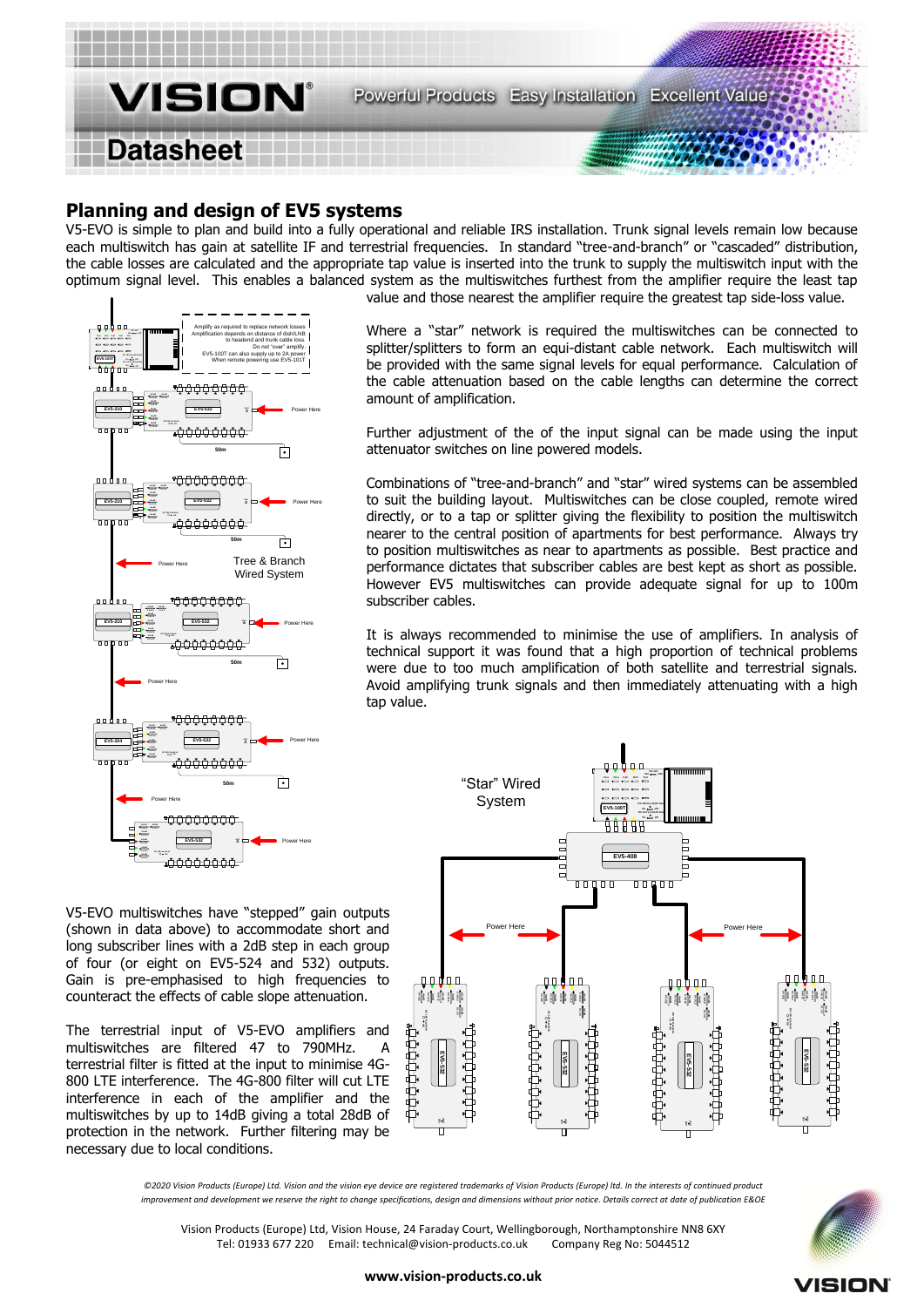## Planning and design of EV5 systems

V5-EVO is simple to plan and build into a fully operational and reliable IRS installation. Trunk signal levels remain low because each multiswitch has gain at satellite IF and terrestrial frequencies. In standard "tree-and-branch" or "cascaded" distribution, the cable losses are calculated and the appropriate tap value is inserted into the trunk to supply the multiswitch input with the optimum signal level. This enables a balanced system as the multiswitches furthest from the amplifier require the least tap value and those nearest the amplifier require the greatest tap side-loss value.

Where a "star" network is required the multiswitches can be connected to splitter/splitters to form an equi-distant cable network. Each multiswitch will be provided with the same signal levels for equal performance. Calculation of the cable attenuation based on the cable lengths can determine the correct amount of amplification.

Further adjustment of the of the input signal can be made using the input attenuator switches on line powered models.

Combinations of "tree-and-branch" and "star" wired systems can be assembled to suit the building layout. Multiswitches can be close coupled, remote wired directly, or to a tap or splitter giving the flexibility to position the multiswitch nearer to the central position of apartments for best performance. Always try to position multiswitches as near to apartments as possible. Best practice and performance dictates that subscriber cables are best kept as short as possible. However EV5 multiswitches can provide adequate signal for up to 100m subscriber cables.

It is always recommended to minimise the use of amplifiers. In analysis of technical support it was found that a high proportion of technical problems were due to too much amplification of both satellite and terrestrial signals. Avoid amplifying trunk signals and then immediately attenuating with a high tap value.

Amplify as required to replace network losses. Amplification depends on distance of dish/LNB to headend and trunk cable loss. Do not "over" amplify. EV5-100T can also supply up to 2A power. When remote powering use EV5-101T

Tree & Branch Wired System

"Star" Wired System

V5-EVO multiswitches have "stepped" gain outputs (shown in data above) to accommodate short and long subscriber lines with a 2dB step in each group of four (or eight on EV5-524 and 532) outputs. Gain is pre-emphasised to high frequencies to counteract the effects of cable slope attenuation.

The terrestrial input of V5-EVO amplifiers and multiswitches are filtered 47 to 790MHz. A terrestrial filter is fitted at the input to minimise 4G-800 LTE interference. The 4G-800 filter will cut LTE interference in each of the amplifier and the multiswitches by up to 14dB giving a total 28dB of protection in the network. Further filtering may be necessary due to local conditions.

*©2020 Vision Products (Europe) Ltd. Vision and the vision eye device are registered trademarks of Vision Products (Europe) ltd. In the interests of continued product improvement and development we reserve the right to change specifications, design and dimensions without prior notice. Details correct at date of publication E&OE*

Vision Products (Europe) Ltd, Vision House, 24 Faraday Court, Wellingborough, Northamptonshire NN8 6XY
Tel: 01933 677 220 Email: technical@vision-products.co.uk Company Reg No: 5044512

**www.vision-products.co.uk**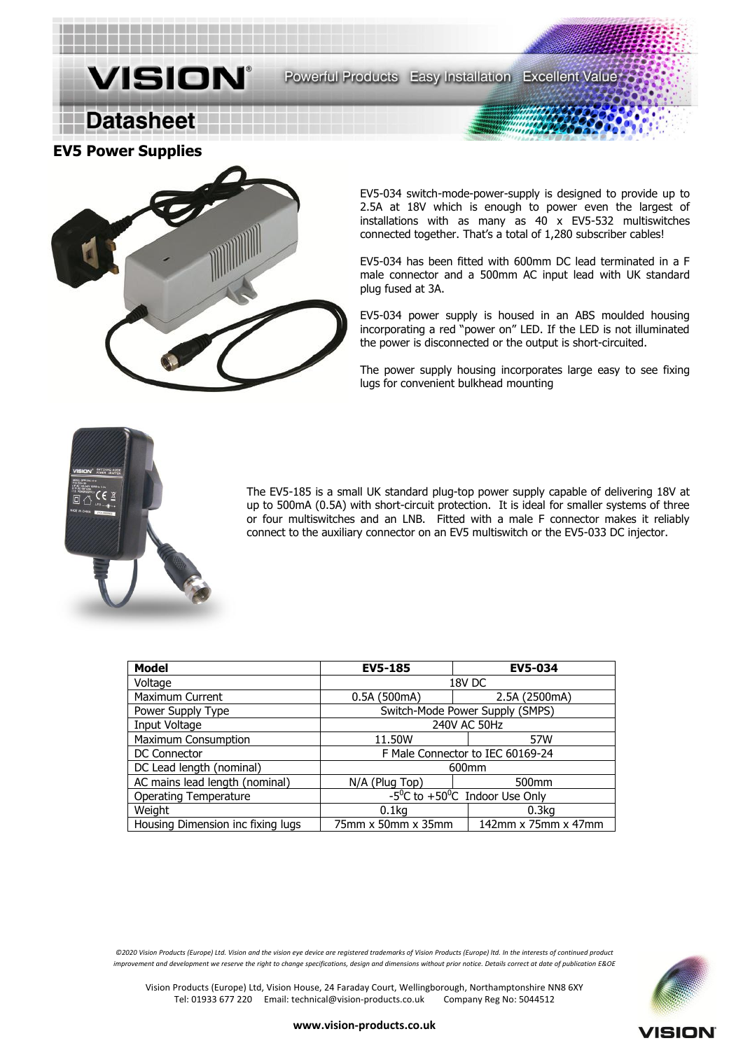# VISION

Powerful Products Easy Installation Excellent Value

## Datasheet

### EV5 Power Supplies

EV5-034 switch-mode-power-supply is designed to provide up to 2.5A at 18V which is enough to power even the largest of installations with as many as 40 x EV5-532 multiswitches connected together. That's a total of 1,280 subscriber cables!

EV5-034 has been fitted with 600mm DC lead terminated in a F male connector and a 500mm AC input lead with UK standard plug fused at 3A.

EV5-034 power supply is housed in an ABS moulded housing incorporating a red "power on" LED. If the LED is not illuminated the power is disconnected or the output is short-circuited.

The power supply housing incorporates large easy to see fixing lugs for convenient bulkhead mounting

The EV5-185 is a small UK standard plug-top power supply capable of delivering 18V at up to 500mA (0.5A) with short-circuit protection. It is ideal for smaller systems of three or four multiswitches and an LNB. Fitted with a male F connector makes it reliably connect to the auxiliary connector on an EV5 multiswitch or the EV5-033 DC injector.

| Model | EV5-185 | EV5-034 |
|---|---|---|
| Voltage | 18V DC | |
| Maximum Current | 0.5A (500mA) | 2.5A (2500mA) |
| Power Supply Type | Switch-Mode Power Supply (SMPS) | |
| Input Voltage | 240V AC 50Hz | |
| Maximum Consumption | 11.50W | 57W |
| DC Connector | F Male Connector to IEC 60169-24 | |
| DC Lead length (nominal) | 600mm | |
| AC mains lead length (nominal) | N/A (Plug Top) | 500mm |
| Operating Temperature | $-5^0$C to $+50^0$C Indoor Use Only | |
| Weight | 0.1kg | 0.3kg |
| Housing Dimension inc fixing lugs | 75mm x 50mm x 35mm | 142mm x 75mm x 47mm |

*©2020 Vision Products (Europe) Ltd. Vision and the vision eye device are registered trademarks of Vision Products (Europe) ltd. In the interests of continued product improvement and development we reserve the right to change specifications, design and dimensions without prior notice. Details correct at date of publication E&OE*

Vision Products (Europe) Ltd, Vision House, 24 Faraday Court, Wellingborough, Northamptonshire NN8 6XY
Tel: 01933 677 220 Email: technical@vision-products.co.uk Company Reg No: 5044512

**www.vision-products.co.uk**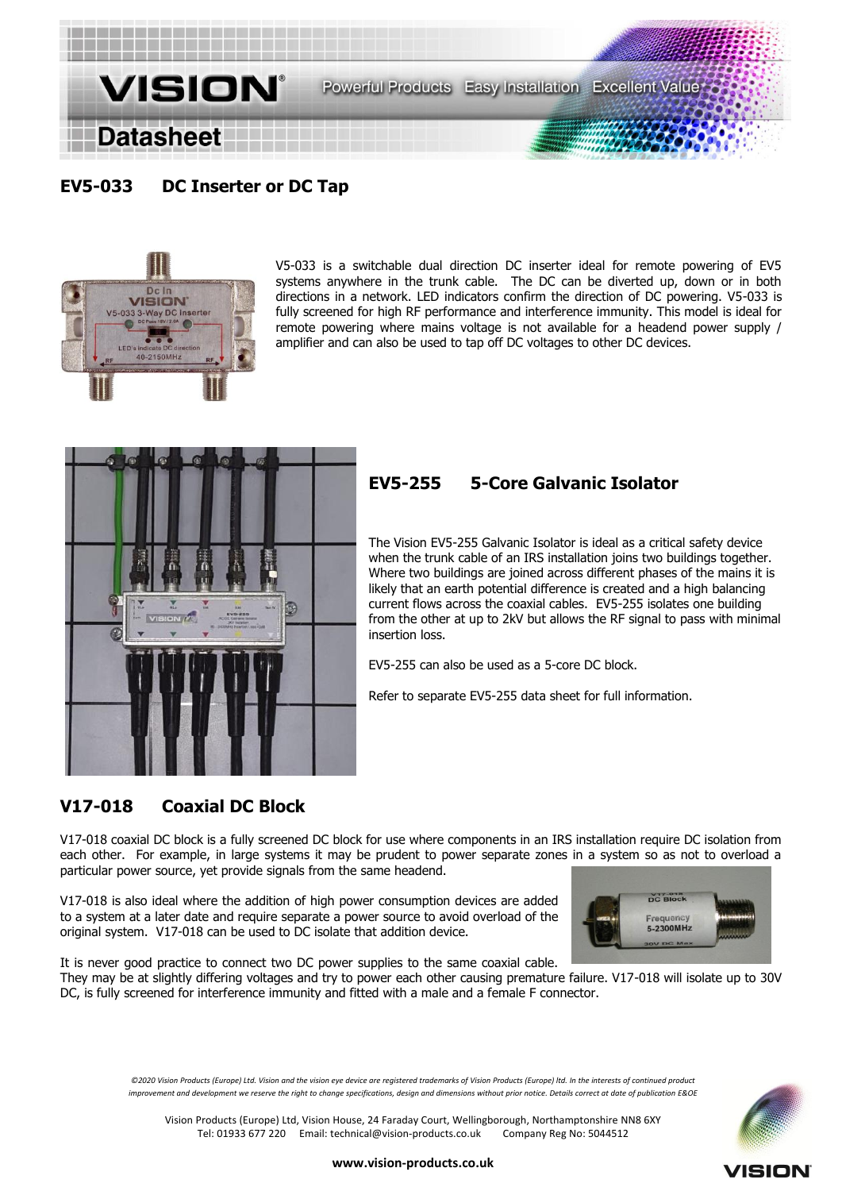## EV5-033 DC Inserter or DC Tap

V5-033 is a switchable dual direction DC inserter ideal for remote powering of EV5 systems anywhere in the trunk cable. The DC can be diverted up, down or in both directions in a network. LED indicators confirm the direction of DC powering. V5-033 is fully screened for high RF performance and interference immunity. This model is ideal for remote powering where mains voltage is not available for a headend power supply / amplifier and can also be used to tap off DC voltages to other DC devices.

## EV5-255 5-Core Galvanic Isolator

The Vision EV5-255 Galvanic Isolator is ideal as a critical safety device when the trunk cable of an IRS installation joins two buildings together. Where two buildings are joined across different phases of the mains it is likely that an earth potential difference is created and a high balancing current flows across the coaxial cables. EV5-255 isolates one building from the other at up to 2kV but allows the RF signal to pass with minimal insertion loss.

EV5-255 can also be used as a 5-core DC block.

Refer to separate EV5-255 data sheet for full information.

## V17-018 Coaxial DC Block

V17-018 coaxial DC block is a fully screened DC block for use where components in an IRS installation require DC isolation from each other. For example, in large systems it may be prudent to power separate zones in a system so as not to overload a particular power source, yet provide signals from the same headend.

V17-018 is also ideal where the addition of high power consumption devices are added to a system at a later date and require separate a power source to avoid overload of the original system. V17-018 can be used to DC isolate that addition device.

It is never good practice to connect two DC power supplies to the same coaxial cable. They may be at slightly differing voltages and try to power each other causing premature failure. V17-018 will isolate up to 30V DC, is fully screened for interference immunity and fitted with a male and a female F connector.

*©2020 Vision Products (Europe) Ltd. Vision and the vision eye device are registered trademarks of Vision Products (Europe) ltd. In the interests of continued product improvement and development we reserve the right to change specifications, design and dimensions without prior notice. Details correct at date of publication E&OE*

Vision Products (Europe) Ltd, Vision House, 24 Faraday Court, Wellingborough, Northamptonshire NN8 6XY
Tel: 01933 677 220 Email: technical@vision-products.co.uk Company Reg No: 5044512

**www.vision-products.co.uk**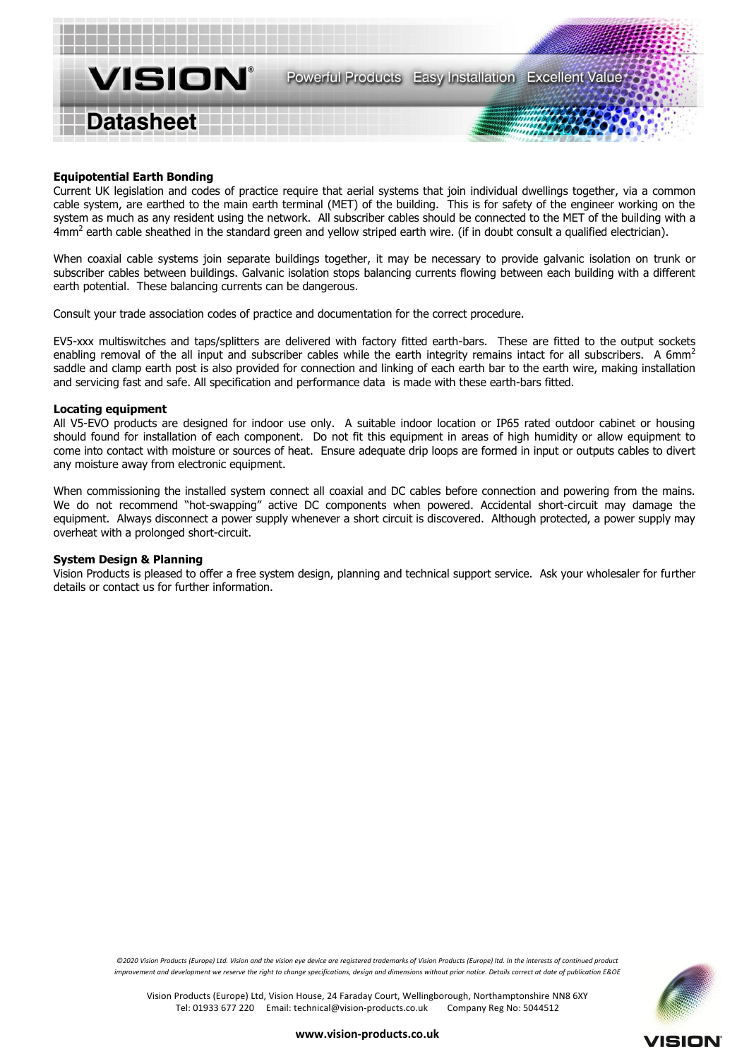**Equipotential Earth Bonding**

Current UK legislation and codes of practice require that aerial systems that join individual dwellings together, via a common cable system, are earthed to the main earth terminal (MET) of the building. This is for safety of the engineer working on the system as much as any resident using the network. All subscriber cables should be connected to the MET of the building with a 4mm$^2$ earth cable sheathed in the standard green and yellow striped earth wire. (if in doubt consult a qualified electrician).

When coaxial cable systems join separate buildings together, it may be necessary to provide galvanic isolation on trunk or subscriber cables between buildings. Galvanic isolation stops balancing currents flowing between each building with a different earth potential. These balancing currents can be dangerous.

Consult your trade association codes of practice and documentation for the correct procedure.

EV5-xxx multiswitches and taps/splitters are delivered with factory fitted earth-bars. These are fitted to the output sockets enabling removal of the all input and subscriber cables while the earth integrity remains intact for all subscribers. A 6mm$^2$ saddle and clamp earth post is also provided for connection and linking of each earth bar to the earth wire, making installation and servicing fast and safe. All specification and performance data is made with these earth-bars fitted.

**Locating equipment**

All V5-EVO products are designed for indoor use only. A suitable indoor location or IP65 rated outdoor cabinet or housing should found for installation of each component. Do not fit this equipment in areas of high humidity or allow equipment to come into contact with moisture or sources of heat. Ensure adequate drip loops are formed in input or outputs cables to divert any moisture away from electronic equipment.

When commissioning the installed system connect all coaxial and DC cables before connection and powering from the mains. We do not recommend "hot-swapping" active DC components when powered. Accidental short-circuit may damage the equipment. Always disconnect a power supply whenever a short circuit is discovered. Although protected, a power supply may overheat with a prolonged short-circuit.

**System Design & Planning**

Vision Products is pleased to offer a free system design, planning and technical support service. Ask your wholesaler for further details or contact us for further information.

*©2020 Vision Products (Europe) Ltd. Vision and the vision eye device are registered trademarks of Vision Products (Europe) ltd. In the interests of continued product improvement and development we reserve the right to change specifications, design and dimensions without prior notice. Details correct at date of publication E&OE*

Vision Products (Europe) Ltd, Vision House, 24 Faraday Court, Wellingborough, Northamptonshire NN8 6XY
Tel: 01933 677 220 Email: technical@vision-products.co.uk Company Reg No: 5044512

**www.vision-products.co.uk**